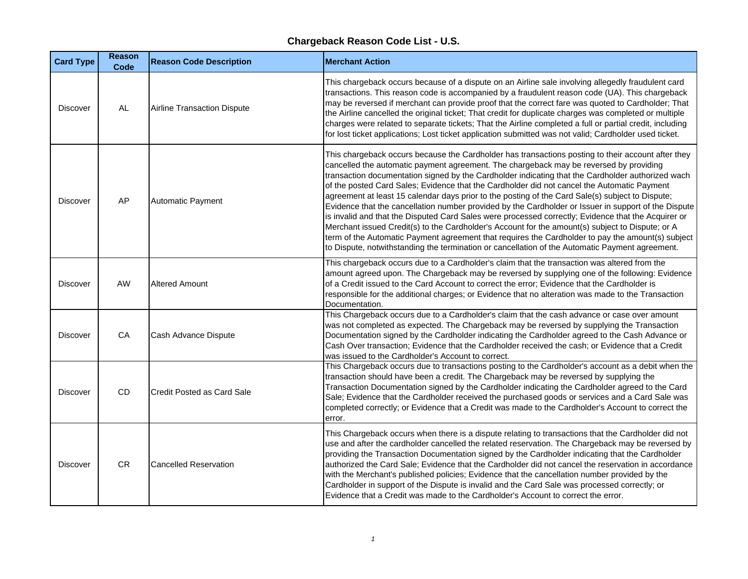# Chargeback Reason Code List - U.S.

| Card Type | Reason Code | Reason Code Description | Merchant Action |
|---|---|---|---|
| Discover | AL | Airline Transaction Dispute | This chargeback occurs because of a dispute on an Airline sale involving allegedly fraudulent card transactions. This reason code is accompanied by a fraudulent reason code (UA). This chargeback may be reversed if merchant can provide proof that the correct fare was quoted to Cardholder; That the Airline cancelled the original ticket; That credit for duplicate charges was completed or multiple charges were related to separate tickets; That the Airline completed a full or partial credit, including for lost ticket applications; Lost ticket application submitted was not valid; Cardholder used ticket. |
| Discover | AP | Automatic Payment | This chargeback occurs because the Cardholder has transactions posting to their account after they cancelled the automatic payment agreement. The chargeback may be reversed by providing transaction documentation signed by the Cardholder indicating that the Cardholder authorized wach of the posted Card Sales; Evidence that the Cardholder did not cancel the Automatic Payment agreement at least 15 calendar days prior to the posting of the Card Sale(s) subject to Dispute; Evidence that the cancellation number provided by the Cardholder or Issuer in support of the Dispute is invalid and that the Disputed Card Sales were processed correctly; Evidence that the Acquirer or Merchant issued Credit(s) to the Cardholder's Account for the amount(s) subject to Dispute; or A term of the Automatic Payment agreement that requires the Cardholder to pay the amount(s) subject to Dispute, notwithstanding the termination or cancellation of the Automatic Payment agreement. |
| Discover | AW | Altered Amount | This chargeback occurs due to a Cardholder's claim that the transaction was altered from the amount agreed upon. The Chargeback may be reversed by supplying one of the following: Evidence of a Credit issued to the Card Account to correct the error; Evidence that the Cardholder is responsible for the additional charges; or Evidence that no alteration was made to the Transaction Documentation. |
| Discover | CA | Cash Advance Dispute | This Chargeback occurs due to a Cardholder's claim that the cash advance or case over amount was not completed as expected. The Chargeback may be reversed by supplying the Transaction Documentation signed by the Cardholder indicating the Cardholder agreed to the Cash Advance or Cash Over transaction; Evidence that the Cardholder received the cash; or Evidence that a Credit was issued to the Cardholder's Account to correct. |
| Discover | CD | Credit Posted as Card Sale | This Chargeback occurs due to transactions posting to the Cardholder's account as a debit when the transaction should have been a credit. The Chargeback may be reversed by supplying the Transaction Documentation signed by the Cardholder indicating the Cardholder agreed to the Card Sale; Evidence that the Cardholder received the purchased goods or services and a Card Sale was completed correctly; or Evidence that a Credit was made to the Cardholder's Account to correct the error. |
| Discover | CR | Cancelled Reservation | This Chargeback occurs when there is a dispute relating to transactions that the Cardholder did not use and after the cardholder cancelled the related reservation. The Chargeback may be reversed by providing the Transaction Documentation signed by the Cardholder indicating that the Cardholder authorized the Card Sale; Evidence that the Cardholder did not cancel the reservation in accordance with the Merchant's published policies; Evidence that the cancellation number provided by the Cardholder in support of the Dispute is invalid and the Card Sale was processed correctly; or Evidence that a Credit was made to the Cardholder's Account to correct the error. |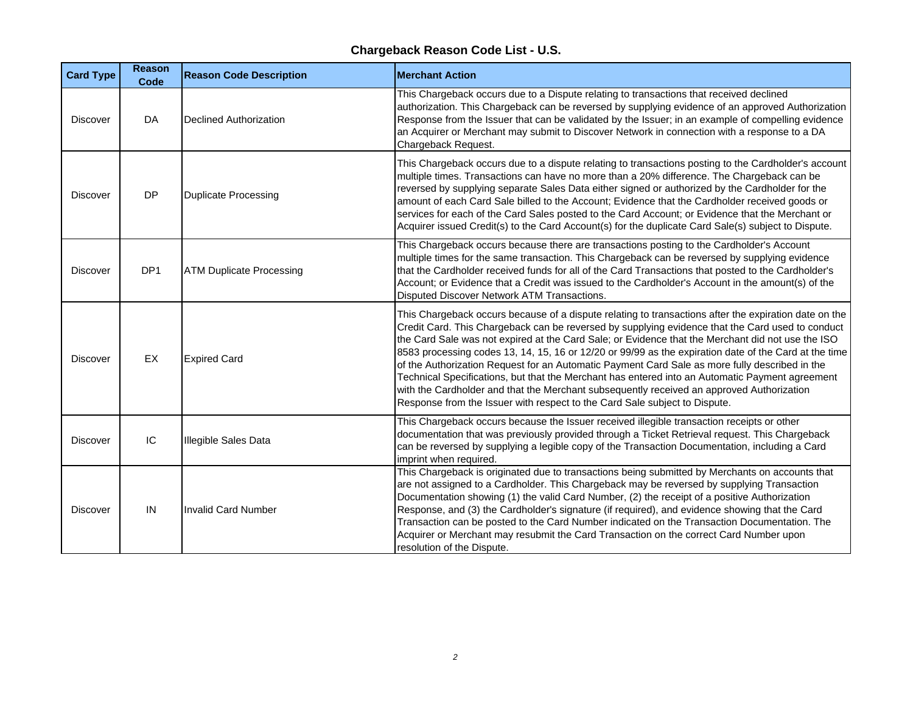## Chargeback Reason Code List - U.S.

| Card Type | Reason Code | Reason Code Description | Merchant Action |
|---|---|---|---|
| Discover | DA | Declined Authorization | This Chargeback occurs due to a Dispute relating to transactions that received declined authorization. This Chargeback can be reversed by supplying evidence of an approved Authorization Response from the Issuer that can be validated by the Issuer; in an example of compelling evidence an Acquirer or Merchant may submit to Discover Network in connection with a response to a DA Chargeback Request. |
| Discover | DP | Duplicate Processing | This Chargeback occurs due to a dispute relating to transactions posting to the Cardholder's account multiple times. Transactions can have no more than a 20% difference. The Chargeback can be reversed by supplying separate Sales Data either signed or authorized by the Cardholder for the amount of each Card Sale billed to the Account; Evidence that the Cardholder received goods or services for each of the Card Sales posted to the Card Account; or Evidence that the Merchant or Acquirer issued Credit(s) to the Card Account(s) for the duplicate Card Sale(s) subject to Dispute. |
| Discover | DP1 | ATM Duplicate Processing | This Chargeback occurs because there are transactions posting to the Cardholder's Account multiple times for the same transaction. This Chargeback can be reversed by supplying evidence that the Cardholder received funds for all of the Card Transactions that posted to the Cardholder's Account; or Evidence that a Credit was issued to the Cardholder's Account in the amount(s) of the Disputed Discover Network ATM Transactions. |
| Discover | EX | Expired Card | This Chargeback occurs because of a dispute relating to transactions after the expiration date on the Credit Card. This Chargeback can be reversed by supplying evidence that the Card used to conduct the Card Sale was not expired at the Card Sale; or Evidence that the Merchant did not use the ISO 8583 processing codes 13, 14, 15, 16 or 12/20 or 99/99 as the expiration date of the Card at the time of the Authorization Request for an Automatic Payment Card Sale as more fully described in the Technical Specifications, but that the Merchant has entered into an Automatic Payment agreement with the Cardholder and that the Merchant subsequently received an approved Authorization Response from the Issuer with respect to the Card Sale subject to Dispute. |
| Discover | IC | Illegible Sales Data | This Chargeback occurs because the Issuer received illegible transaction receipts or other documentation that was previously provided through a Ticket Retrieval request. This Chargeback can be reversed by supplying a legible copy of the Transaction Documentation, including a Card imprint when required. |
| Discover | IN | Invalid Card Number | This Chargeback is originated due to transactions being submitted by Merchants on accounts that are not assigned to a Cardholder. This Chargeback may be reversed by supplying Transaction Documentation showing (1) the valid Card Number, (2) the receipt of a positive Authorization Response, and (3) the Cardholder's signature (if required), and evidence showing that the Card Transaction can be posted to the Card Number indicated on the Transaction Documentation. The Acquirer or Merchant may resubmit the Card Transaction on the correct Card Number upon resolution of the Dispute. |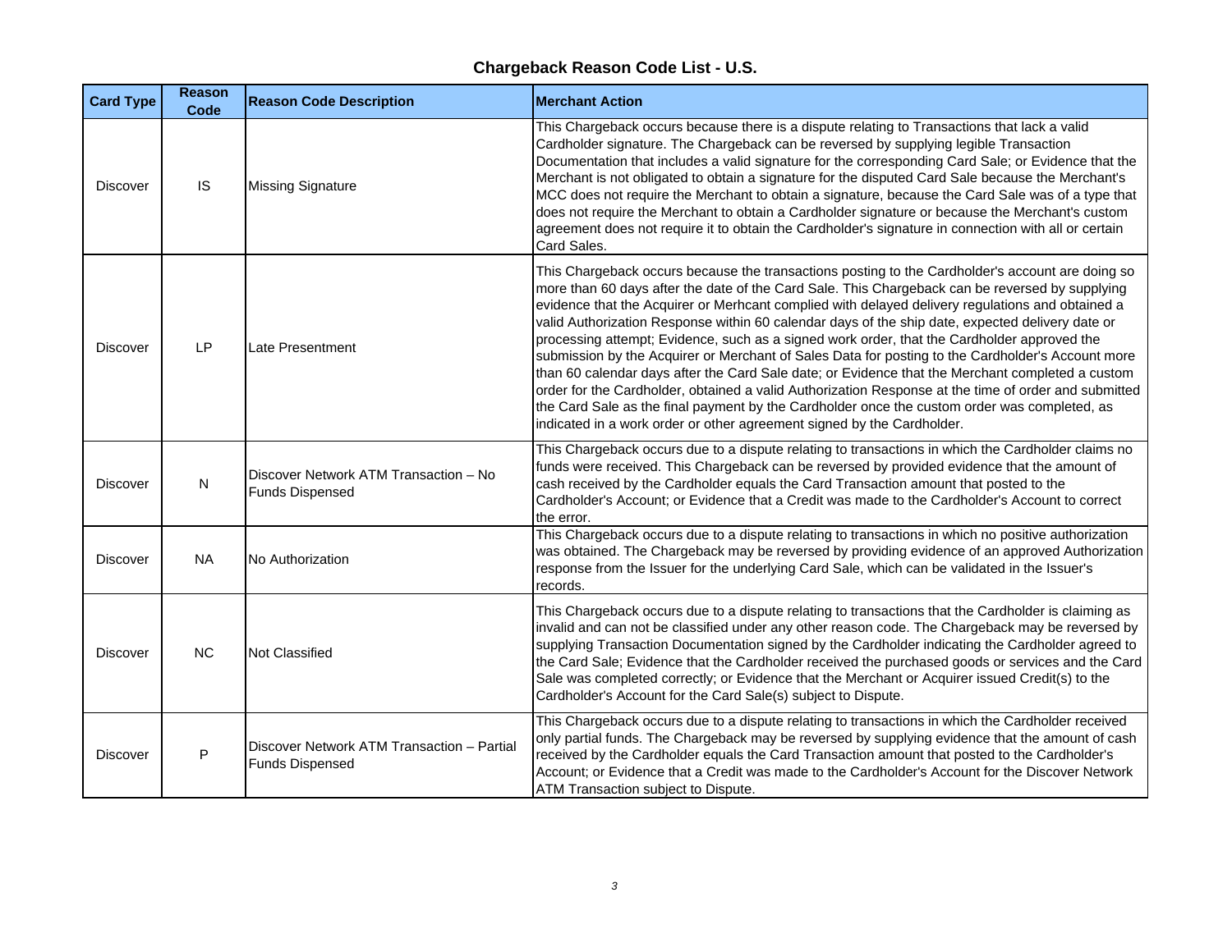# Chargeback Reason Code List - U.S.

| Card Type | Reason Code | Reason Code Description | Merchant Action |
|---|---|---|---|
| Discover | IS | Missing Signature | This Chargeback occurs because there is a dispute relating to Transactions that lack a valid Cardholder signature. The Chargeback can be reversed by supplying legible Transaction Documentation that includes a valid signature for the corresponding Card Sale; or Evidence that the Merchant is not obligated to obtain a signature for the disputed Card Sale because the Merchant's MCC does not require the Merchant to obtain a signature, because the Card Sale was of a type that does not require the Merchant to obtain a Cardholder signature or because the Merchant's custom agreement does not require it to obtain the Cardholder's signature in connection with all or certain Card Sales. |
| Discover | LP | Late Presentment | This Chargeback occurs because the transactions posting to the Cardholder's account are doing so more than 60 days after the date of the Card Sale. This Chargeback can be reversed by supplying evidence that the Acquirer or Merhcant complied with delayed delivery regulations and obtained a valid Authorization Response within 60 calendar days of the ship date, expected delivery date or processing attempt; Evidence, such as a signed work order, that the Cardholder approved the submission by the Acquirer or Merchant of Sales Data for posting to the Cardholder's Account more than 60 calendar days after the Card Sale date; or Evidence that the Merchant completed a custom order for the Cardholder, obtained a valid Authorization Response at the time of order and submitted the Card Sale as the final payment by the Cardholder once the custom order was completed, as indicated in a work order or other agreement signed by the Cardholder. |
| Discover | N | Discover Network ATM Transaction – No Funds Dispensed | This Chargeback occurs due to a dispute relating to transactions in which the Cardholder claims no funds were received. This Chargeback can be reversed by provided evidence that the amount of cash received by the Cardholder equals the Card Transaction amount that posted to the Cardholder's Account; or Evidence that a Credit was made to the Cardholder's Account to correct the error. |
| Discover | NA | No Authorization | This Chargeback occurs due to a dispute relating to transactions in which no positive authorization was obtained. The Chargeback may be reversed by providing evidence of an approved Authorization response from the Issuer for the underlying Card Sale, which can be validated in the Issuer's records. |
| Discover | NC | Not Classified | This Chargeback occurs due to a dispute relating to transactions that the Cardholder is claiming as invalid and can not be classified under any other reason code. The Chargeback may be reversed by supplying Transaction Documentation signed by the Cardholder indicating the Cardholder agreed to the Card Sale; Evidence that the Cardholder received the purchased goods or services and the Card Sale was completed correctly; or Evidence that the Merchant or Acquirer issued Credit(s) to the Cardholder's Account for the Card Sale(s) subject to Dispute. |
| Discover | P | Discover Network ATM Transaction – Partial Funds Dispensed | This Chargeback occurs due to a dispute relating to transactions in which the Cardholder received only partial funds. The Chargeback may be reversed by supplying evidence that the amount of cash received by the Cardholder equals the Card Transaction amount that posted to the Cardholder's Account; or Evidence that a Credit was made to the Cardholder's Account for the Discover Network ATM Transaction subject to Dispute. |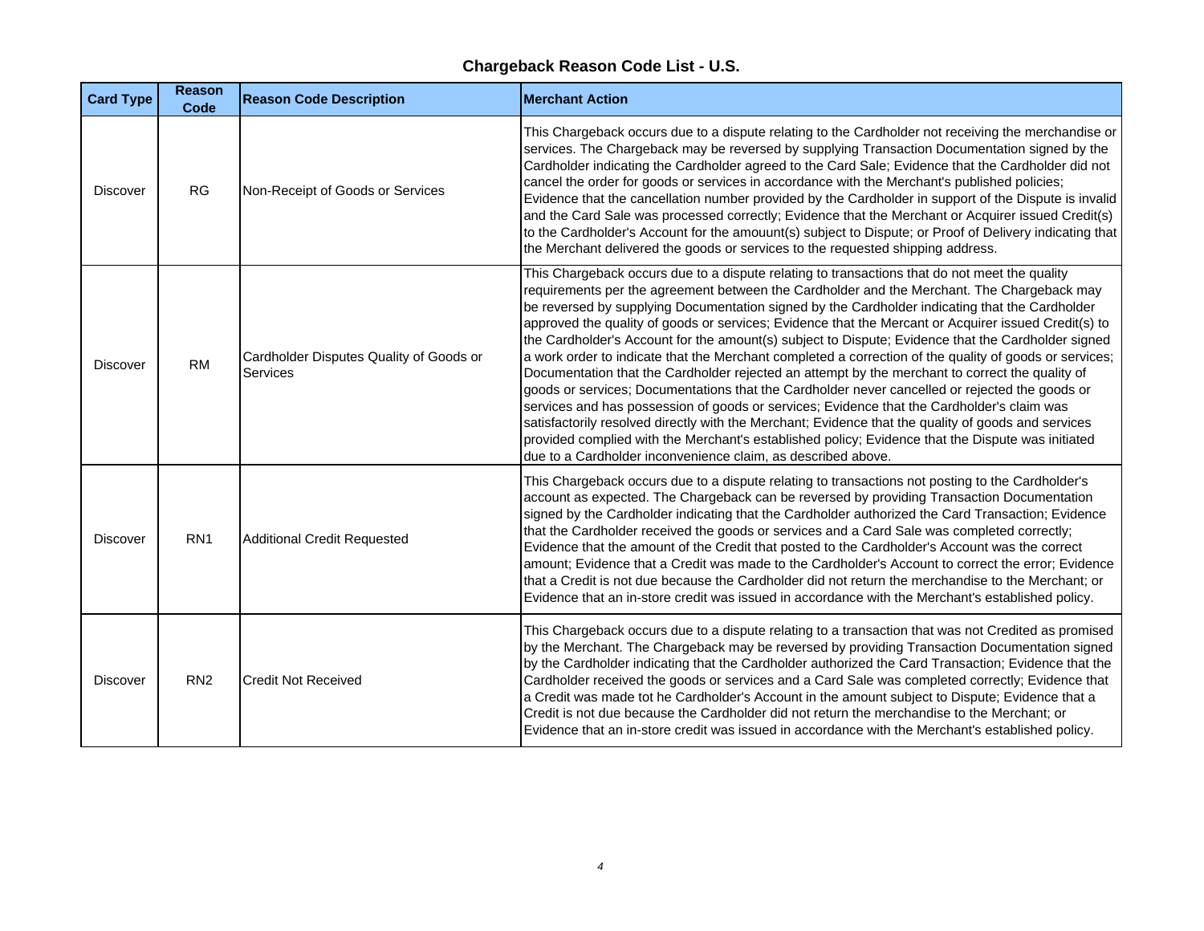**Chargeback Reason Code List - U.S.**

| Card Type | Reason Code | Reason Code Description | Merchant Action |
| --- | --- | --- | --- |
| Discover | RG | Non-Receipt of Goods or Services | This Chargeback occurs due to a dispute relating to the Cardholder not receiving the merchandise or services. The Chargeback may be reversed by supplying Transaction Documentation signed by the Cardholder indicating the Cardholder agreed to the Card Sale; Evidence that the Cardholder did not cancel the order for goods or services in accordance with the Merchant's published policies; Evidence that the cancellation number provided by the Cardholder in support of the Dispute is invalid and the Card Sale was processed correctly; Evidence that the Merchant or Acquirer issued Credit(s) to the Cardholder's Account for the amouunt(s) subject to Dispute; or Proof of Delivery indicating that the Merchant delivered the goods or services to the requested shipping address. |
| Discover | RM | Cardholder Disputes Quality of Goods or Services | This Chargeback occurs due to a dispute relating to transactions that do not meet the quality requirements per the agreement between the Cardholder and the Merchant. The Chargeback may be reversed by supplying Documentation signed by the Cardholder indicating that the Cardholder approved the quality of goods or services; Evidence that the Mercant or Acquirer issued Credit(s) to the Cardholder's Account for the amount(s) subject to Dispute; Evidence that the Cardholder signed a work order to indicate that the Merchant completed a correction of the quality of goods or services; Documentation that the Cardholder rejected an attempt by the merchant to correct the quality of goods or services; Documentations that the Cardholder never cancelled or rejected the goods or services and has possession of goods or services; Evidence that the Cardholder's claim was satisfactorily resolved directly with the Merchant; Evidence that the quality of goods and services provided complied with the Merchant's established policy; Evidence that the Dispute was initiated due to a Cardholder inconvenience claim, as described above. |
| Discover | RN1 | Additional Credit Requested | This Chargeback occurs due to a dispute relating to transactions not posting to the Cardholder's account as expected. The Chargeback can be reversed by providing Transaction Documentation signed by the Cardholder indicating that the Cardholder authorized the Card Transaction; Evidence that the Cardholder received the goods or services and a Card Sale was completed correctly; Evidence that the amount of the Credit that posted to the Cardholder's Account was the correct amount; Evidence that a Credit was made to the Cardholder's Account to correct the error; Evidence that a Credit is not due because the Cardholder did not return the merchandise to the Merchant; or Evidence that an in-store credit was issued in accordance with the Merchant's established policy. |
| Discover | RN2 | Credit Not Received | This Chargeback occurs due to a dispute relating to a transaction that was not Credited as promised by the Merchant. The Chargeback may be reversed by providing Transaction Documentation signed by the Cardholder indicating that the Cardholder authorized the Card Transaction; Evidence that the Cardholder received the goods or services and a Card Sale was completed correctly; Evidence that a Credit was made tot he Cardholder's Account in the amount subject to Dispute; Evidence that a Credit is not due because the Cardholder did not return the merchandise to the Merchant; or Evidence that an in-store credit was issued in accordance with the Merchant's established policy. |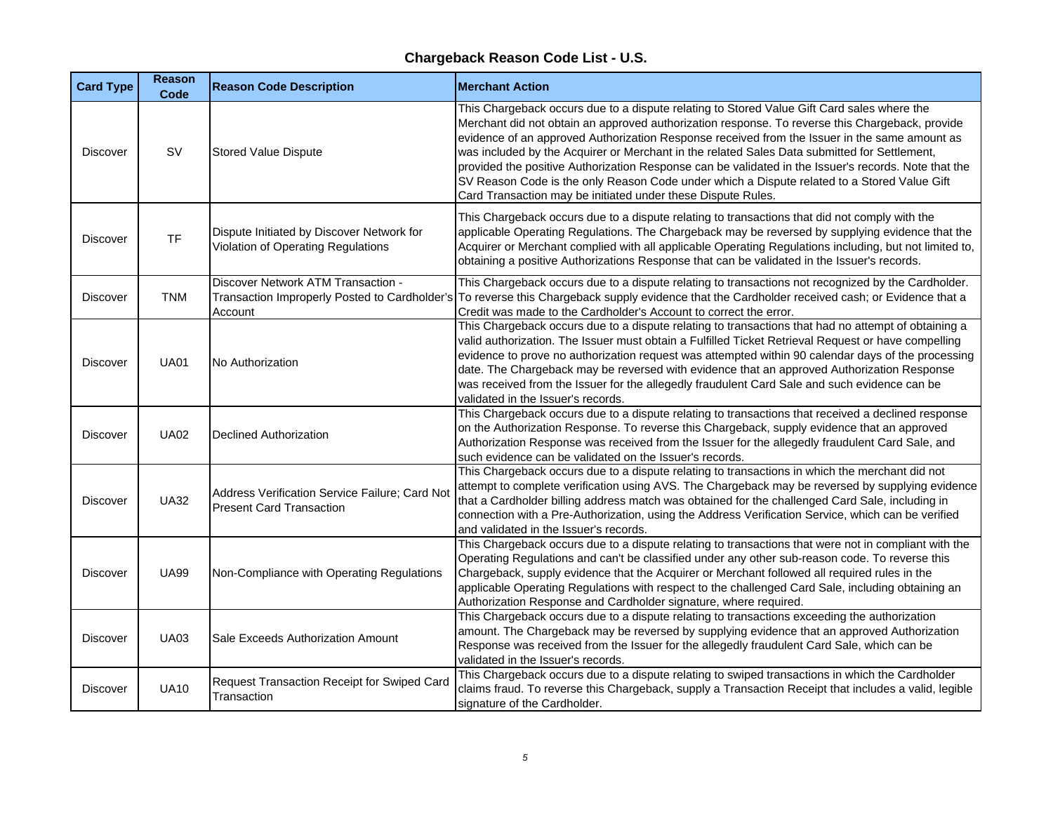## Chargeback Reason Code List - U.S.

| Card Type | Reason Code | Reason Code Description | Merchant Action |
| --- | --- | --- | --- |
| Discover | SV | Stored Value Dispute | This Chargeback occurs due to a dispute relating to Stored Value Gift Card sales where the Merchant did not obtain an approved authorization response. To reverse this Chargeback, provide evidence of an approved Authorization Response received from the Issuer in the same amount as was included by the Acquirer or Merchant in the related Sales Data submitted for Settlement, provided the positive Authorization Response can be validated in the Issuer's records. Note that the SV Reason Code is the only Reason Code under which a Dispute related to a Stored Value Gift Card Transaction may be initiated under these Dispute Rules. |
| Discover | TF | Dispute Initiated by Discover Network for Violation of Operating Regulations | This Chargeback occurs due to a dispute relating to transactions that did not comply with the applicable Operating Regulations. The Chargeback may be reversed by supplying evidence that the Acquirer or Merchant complied with all applicable Operating Regulations including, but not limited to, obtaining a positive Authorizations Response that can be validated in the Issuer's records. |
| Discover | TNM | Discover Network ATM Transaction - Transaction Improperly Posted to Cardholder's Account | This Chargeback occurs due to a dispute relating to transactions not recognized by the Cardholder. To reverse this Chargeback supply evidence that the Cardholder received cash; or Evidence that a Credit was made to the Cardholder's Account to correct the error. |
| Discover | UA01 | No Authorization | This Chargeback occurs due to a dispute relating to transactions that had no attempt of obtaining a valid authorization. The Issuer must obtain a Fulfilled Ticket Retrieval Request or have compelling evidence to prove no authorization request was attempted within 90 calendar days of the processing date. The Chargeback may be reversed with evidence that an approved Authorization Response was received from the Issuer for the allegedly fraudulent Card Sale and such evidence can be validated in the Issuer's records. |
| Discover | UA02 | Declined Authorization | This Chargeback occurs due to a dispute relating to transactions that received a declined response on the Authorization Response. To reverse this Chargeback, supply evidence that an approved Authorization Response was received from the Issuer for the allegedly fraudulent Card Sale, and such evidence can be validated on the Issuer's records. |
| Discover | UA32 | Address Verification Service Failure; Card Not Present Card Transaction | This Chargeback occurs due to a dispute relating to transactions in which the merchant did not attempt to complete verification using AVS. The Chargeback may be reversed by supplying evidence that a Cardholder billing address match was obtained for the challenged Card Sale, including in connection with a Pre-Authorization, using the Address Verification Service, which can be verified and validated in the Issuer's records. |
| Discover | UA99 | Non-Compliance with Operating Regulations | This Chargeback occurs due to a dispute relating to transactions that were not in compliant with the Operating Regulations and can't be classified under any other sub-reason code. To reverse this Chargeback, supply evidence that the Acquirer or Merchant followed all required rules in the applicable Operating Regulations with respect to the challenged Card Sale, including obtaining an Authorization Response and Cardholder signature, where required. |
| Discover | UA03 | Sale Exceeds Authorization Amount | This Chargeback occurs due to a dispute relating to transactions exceeding the authorization amount. The Chargeback may be reversed by supplying evidence that an approved Authorization Response was received from the Issuer for the allegedly fraudulent Card Sale, which can be validated in the Issuer's records. |
| Discover | UA10 | Request Transaction Receipt for Swiped Card Transaction | This Chargeback occurs due to a dispute relating to swiped transactions in which the Cardholder claims fraud. To reverse this Chargeback, supply a Transaction Receipt that includes a valid, legible signature of the Cardholder. |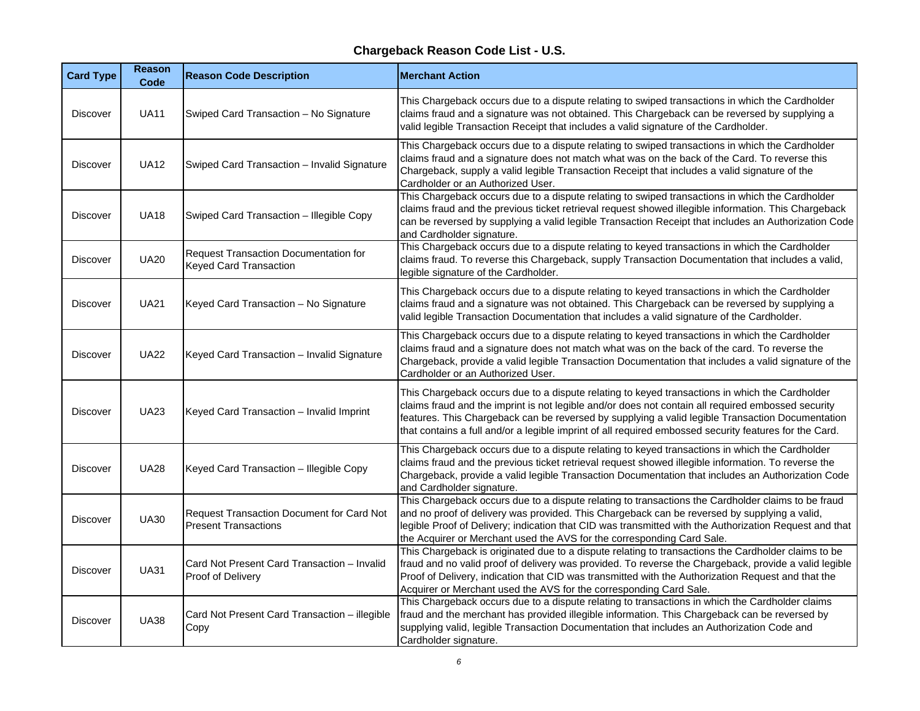## Chargeback Reason Code List - U.S.

| Card Type | Reason Code | Reason Code Description | Merchant Action |
|---|---|---|---|
| Discover | UA11 | Swiped Card Transaction – No Signature | This Chargeback occurs due to a dispute relating to swiped transactions in which the Cardholder claims fraud and a signature was not obtained. This Chargeback can be reversed by supplying a valid legible Transaction Receipt that includes a valid signature of the Cardholder. |
| Discover | UA12 | Swiped Card Transaction – Invalid Signature | This Chargeback occurs due to a dispute relating to swiped transactions in which the Cardholder claims fraud and a signature does not match what was on the back of the Card. To reverse this Chargeback, supply a valid legible Transaction Receipt that includes a valid signature of the Cardholder or an Authorized User. |
| Discover | UA18 | Swiped Card Transaction – Illegible Copy | This Chargeback occurs due to a dispute relating to swiped transactions in which the Cardholder claims fraud and the previous ticket retrieval request showed illegible information. This Chargeback can be reversed by supplying a valid legible Transaction Receipt that includes an Authorization Code and Cardholder signature. |
| Discover | UA20 | Request Transaction Documentation for Keyed Card Transaction | This Chargeback occurs due to a dispute relating to keyed transactions in which the Cardholder claims fraud. To reverse this Chargeback, supply Transaction Documentation that includes a valid, legible signature of the Cardholder. |
| Discover | UA21 | Keyed Card Transaction – No Signature | This Chargeback occurs due to a dispute relating to keyed transactions in which the Cardholder claims fraud and a signature was not obtained. This Chargeback can be reversed by supplying a valid legible Transaction Documentation that includes a valid signature of the Cardholder. |
| Discover | UA22 | Keyed Card Transaction – Invalid Signature | This Chargeback occurs due to a dispute relating to keyed transactions in which the Cardholder claims fraud and a signature does not match what was on the back of the card. To reverse the Chargeback, provide a valid legible Transaction Documentation that includes a valid signature of the Cardholder or an Authorized User. |
| Discover | UA23 | Keyed Card Transaction – Invalid Imprint | This Chargeback occurs due to a dispute relating to keyed transactions in which the Cardholder claims fraud and the imprint is not legible and/or does not contain all required embossed security features. This Chargeback can be reversed by supplying a valid legible Transaction Documentation that contains a full and/or a legible imprint of all required embossed security features for the Card. |
| Discover | UA28 | Keyed Card Transaction – Illegible Copy | This Chargeback occurs due to a dispute relating to keyed transactions in which the Cardholder claims fraud and the previous ticket retrieval request showed illegible information. To reverse the Chargeback, provide a valid legible Transaction Documentation that includes an Authorization Code and Cardholder signature. |
| Discover | UA30 | Request Transaction Document for Card Not Present Transactions | This Chargeback occurs due to a dispute relating to transactions the Cardholder claims to be fraud and no proof of delivery was provided. This Chargeback can be reversed by supplying a valid, legible Proof of Delivery; indication that CID was transmitted with the Authorization Request and that the Acquirer or Merchant used the AVS for the corresponding Card Sale. |
| Discover | UA31 | Card Not Present Card Transaction – Invalid Proof of Delivery | This Chargeback is originated due to a dispute relating to transactions the Cardholder claims to be fraud and no valid proof of delivery was provided. To reverse the Chargeback, provide a valid legible Proof of Delivery, indication that CID was transmitted with the Authorization Request and that the Acquirer or Merchant used the AVS for the corresponding Card Sale. |
| Discover | UA38 | Card Not Present Card Transaction – illegible Copy | This Chargeback occurs due to a dispute relating to transactions in which the Cardholder claims fraud and the merchant has provided illegible information. This Chargeback can be reversed by supplying valid, legible Transaction Documentation that includes an Authorization Code and Cardholder signature. |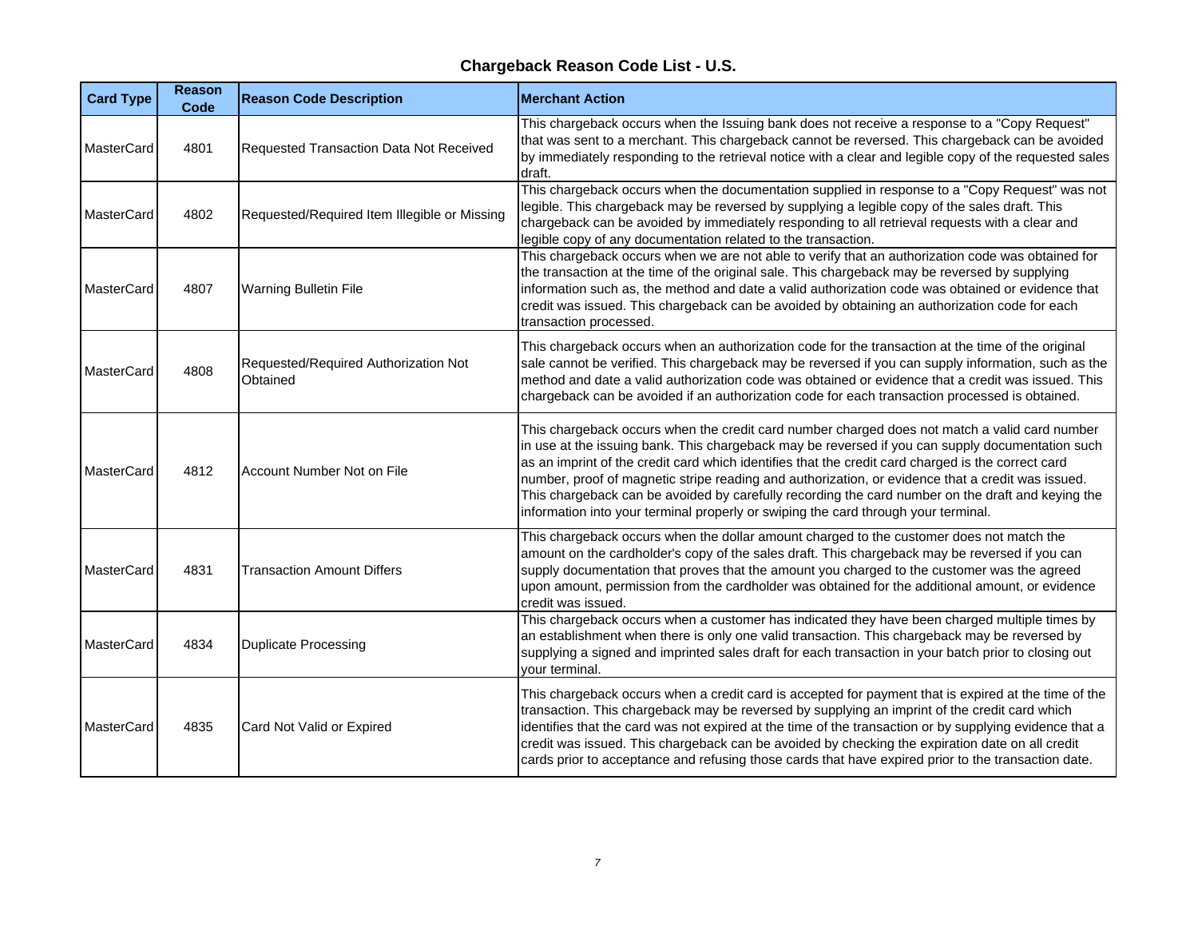# Chargeback Reason Code List - U.S.

| Card Type | Reason Code | Reason Code Description | Merchant Action |
|---|---|---|---|
| MasterCard | 4801 | Requested Transaction Data Not Received | This chargeback occurs when the Issuing bank does not receive a response to a "Copy Request" that was sent to a merchant. This chargeback cannot be reversed. This chargeback can be avoided by immediately responding to the retrieval notice with a clear and legible copy of the requested sales draft. |
| MasterCard | 4802 | Requested/Required Item Illegible or Missing | This chargeback occurs when the documentation supplied in response to a "Copy Request" was not legible. This chargeback may be reversed by supplying a legible copy of the sales draft. This chargeback can be avoided by immediately responding to all retrieval requests with a clear and legible copy of any documentation related to the transaction. |
| MasterCard | 4807 | Warning Bulletin File | This chargeback occurs when we are not able to verify that an authorization code was obtained for the transaction at the time of the original sale. This chargeback may be reversed by supplying information such as, the method and date a valid authorization code was obtained or evidence that credit was issued. This chargeback can be avoided by obtaining an authorization code for each transaction processed. |
| MasterCard | 4808 | Requested/Required Authorization Not Obtained | This chargeback occurs when an authorization code for the transaction at the time of the original sale cannot be verified. This chargeback may be reversed if you can supply information, such as the method and date a valid authorization code was obtained or evidence that a credit was issued. This chargeback can be avoided if an authorization code for each transaction processed is obtained. |
| MasterCard | 4812 | Account Number Not on File | This chargeback occurs when the credit card number charged does not match a valid card number in use at the issuing bank. This chargeback may be reversed if you can supply documentation such as an imprint of the credit card which identifies that the credit card charged is the correct card number, proof of magnetic stripe reading and authorization, or evidence that a credit was issued. This chargeback can be avoided by carefully recording the card number on the draft and keying the information into your terminal properly or swiping the card through your terminal. |
| MasterCard | 4831 | Transaction Amount Differs | This chargeback occurs when the dollar amount charged to the customer does not match the amount on the cardholder's copy of the sales draft. This chargeback may be reversed if you can supply documentation that proves that the amount you charged to the customer was the agreed upon amount, permission from the cardholder was obtained for the additional amount, or evidence credit was issued. |
| MasterCard | 4834 | Duplicate Processing | This chargeback occurs when a customer has indicated they have been charged multiple times by an establishment when there is only one valid transaction. This chargeback may be reversed by supplying a signed and imprinted sales draft for each transaction in your batch prior to closing out your terminal. |
| MasterCard | 4835 | Card Not Valid or Expired | This chargeback occurs when a credit card is accepted for payment that is expired at the time of the transaction. This chargeback may be reversed by supplying an imprint of the credit card which identifies that the card was not expired at the time of the transaction or by supplying evidence that a credit was issued. This chargeback can be avoided by checking the expiration date on all credit cards prior to acceptance and refusing those cards that have expired prior to the transaction date. |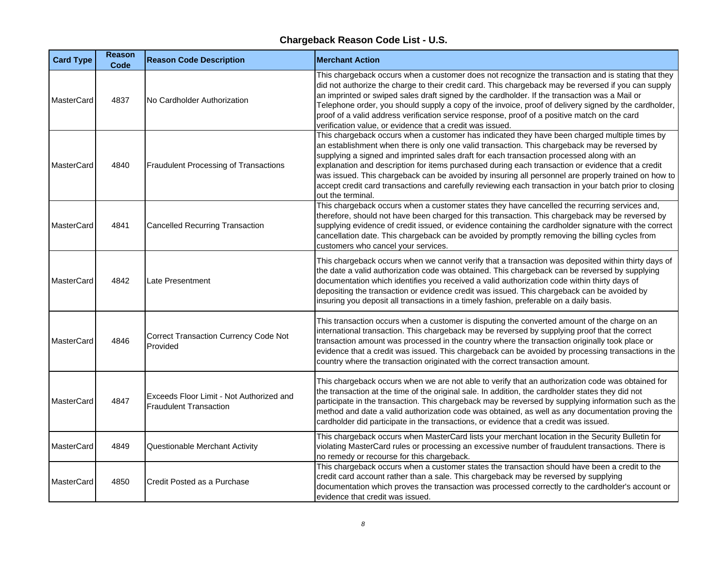## Chargeback Reason Code List - U.S.

| Card Type | Reason Code | Reason Code Description | Merchant Action |
|---|---|---|---|
| MasterCard | 4837 | No Cardholder Authorization | This chargeback occurs when a customer does not recognize the transaction and is stating that they did not authorize the charge to their credit card. This chargeback may be reversed if you can supply an imprinted or swiped sales draft signed by the cardholder. If the transaction was a Mail or Telephone order, you should supply a copy of the invoice, proof of delivery signed by the cardholder, proof of a valid address verification service response, proof of a positive match on the card verification value, or evidence that a credit was issued. |
| MasterCard | 4840 | Fraudulent Processing of Transactions | This chargeback occurs when a customer has indicated they have been charged multiple times by an establishment when there is only one valid transaction. This chargeback may be reversed by supplying a signed and imprinted sales draft for each transaction processed along with an explanation and description for items purchased during each transaction or evidence that a credit was issued. This chargeback can be avoided by insuring all personnel are properly trained on how to accept credit card transactions and carefully reviewing each transaction in your batch prior to closing out the terminal. |
| MasterCard | 4841 | Cancelled Recurring Transaction | This chargeback occurs when a customer states they have cancelled the recurring services and, therefore, should not have been charged for this transaction. This chargeback may be reversed by supplying evidence of credit issued, or evidence containing the cardholder signature with the correct cancellation date. This chargeback can be avoided by promptly removing the billing cycles from customers who cancel your services. |
| MasterCard | 4842 | Late Presentment | This chargeback occurs when we cannot verify that a transaction was deposited within thirty days of the date a valid authorization code was obtained. This chargeback can be reversed by supplying documentation which identifies you received a valid authorization code within thirty days of depositing the transaction or evidence credit was issued. This chargeback can be avoided by insuring you deposit all transactions in a timely fashion, preferable on a daily basis. |
| MasterCard | 4846 | Correct Transaction Currency Code Not Provided | This transaction occurs when a customer is disputing the converted amount of the charge on an international transaction. This chargeback may be reversed by supplying proof that the correct transaction amount was processed in the country where the transaction originally took place or evidence that a credit was issued. This chargeback can be avoided by processing transactions in the country where the transaction originated with the correct transaction amount. |
| MasterCard | 4847 | Exceeds Floor Limit - Not Authorized and Fraudulent Transaction | This chargeback occurs when we are not able to verify that an authorization code was obtained for the transaction at the time of the original sale. In addition, the cardholder states they did not participate in the transaction. This chargeback may be reversed by supplying information such as the method and date a valid authorization code was obtained, as well as any documentation proving the cardholder did participate in the transactions, or evidence that a credit was issued. |
| MasterCard | 4849 | Questionable Merchant Activity | This chargeback occurs when MasterCard lists your merchant location in the Security Bulletin for violating MasterCard rules or processing an excessive number of fraudulent transactions. There is no remedy or recourse for this chargeback. |
| MasterCard | 4850 | Credit Posted as a Purchase | This chargeback occurs when a customer states the transaction should have been a credit to the credit card account rather than a sale. This chargeback may be reversed by supplying documentation which proves the transaction was processed correctly to the cardholder's account or evidence that credit was issued. |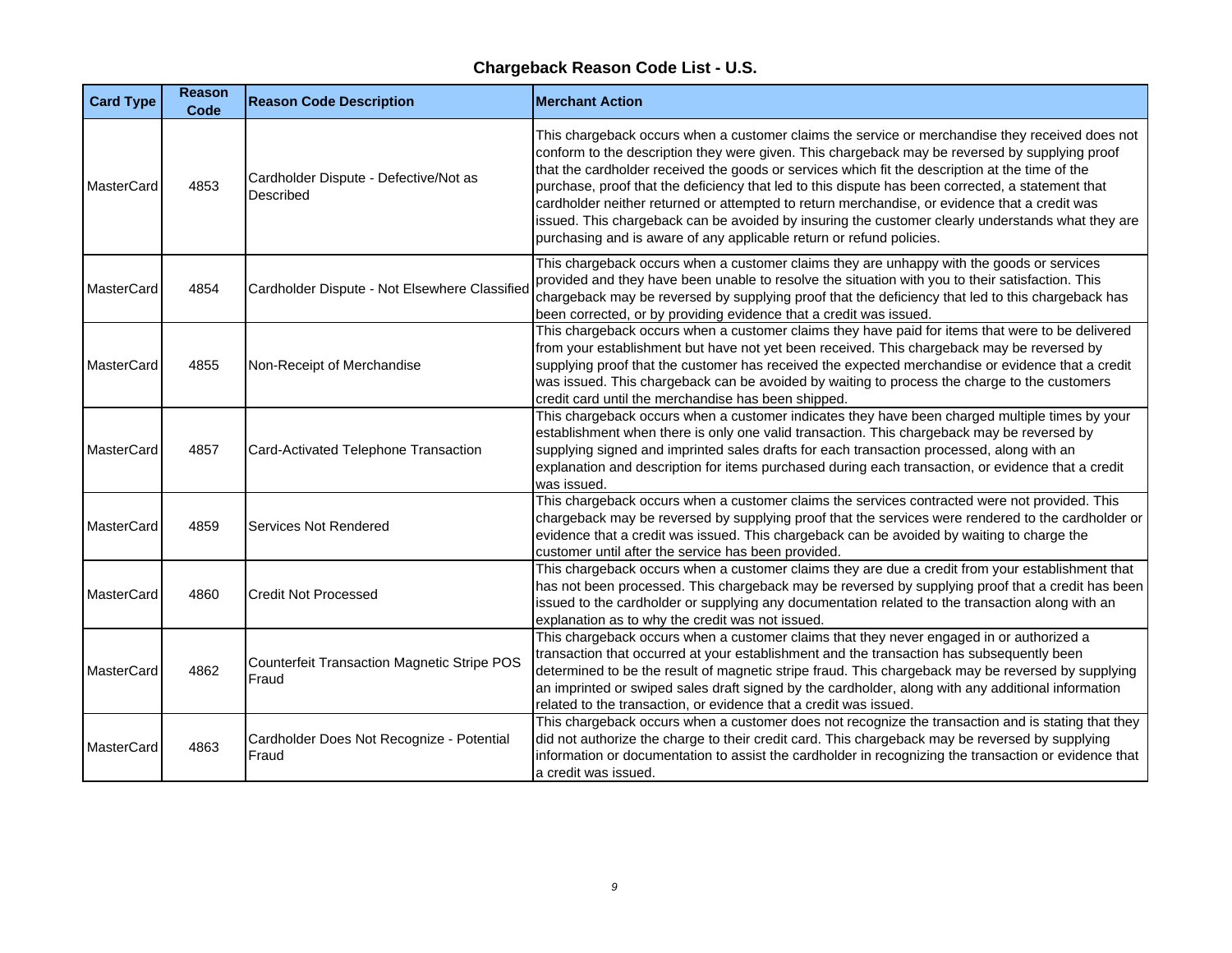## Chargeback Reason Code List - U.S.

| Card Type | Reason Code | Reason Code Description | Merchant Action |
|---|---|---|---|
| MasterCard | 4853 | Cardholder Dispute - Defective/Not as Described | This chargeback occurs when a customer claims the service or merchandise they received does not conform to the description they were given. This chargeback may be reversed by supplying proof that the cardholder received the goods or services which fit the description at the time of the purchase, proof that the deficiency that led to this dispute has been corrected, a statement that cardholder neither returned or attempted to return merchandise, or evidence that a credit was issued. This chargeback can be avoided by insuring the customer clearly understands what they are purchasing and is aware of any applicable return or refund policies. |
| MasterCard | 4854 | Cardholder Dispute - Not Elsewhere Classified | This chargeback occurs when a customer claims they are unhappy with the goods or services provided and they have been unable to resolve the situation with you to their satisfaction. This chargeback may be reversed by supplying proof that the deficiency that led to this chargeback has been corrected, or by providing evidence that a credit was issued. |
| MasterCard | 4855 | Non-Receipt of Merchandise | This chargeback occurs when a customer claims they have paid for items that were to be delivered from your establishment but have not yet been received. This chargeback may be reversed by supplying proof that the customer has received the expected merchandise or evidence that a credit was issued. This chargeback can be avoided by waiting to process the charge to the customers credit card until the merchandise has been shipped. |
| MasterCard | 4857 | Card-Activated Telephone Transaction | This chargeback occurs when a customer indicates they have been charged multiple times by your establishment when there is only one valid transaction. This chargeback may be reversed by supplying signed and imprinted sales drafts for each transaction processed, along with an explanation and description for items purchased during each transaction, or evidence that a credit was issued. |
| MasterCard | 4859 | Services Not Rendered | This chargeback occurs when a customer claims the services contracted were not provided. This chargeback may be reversed by supplying proof that the services were rendered to the cardholder or evidence that a credit was issued. This chargeback can be avoided by waiting to charge the customer until after the service has been provided. |
| MasterCard | 4860 | Credit Not Processed | This chargeback occurs when a customer claims they are due a credit from your establishment that has not been processed. This chargeback may be reversed by supplying proof that a credit has been issued to the cardholder or supplying any documentation related to the transaction along with an explanation as to why the credit was not issued. |
| MasterCard | 4862 | Counterfeit Transaction Magnetic Stripe POS Fraud | This chargeback occurs when a customer claims that they never engaged in or authorized a transaction that occurred at your establishment and the transaction has subsequently been determined to be the result of magnetic stripe fraud. This chargeback may be reversed by supplying an imprinted or swiped sales draft signed by the cardholder, along with any additional information related to the transaction, or evidence that a credit was issued. |
| MasterCard | 4863 | Cardholder Does Not Recognize - Potential Fraud | This chargeback occurs when a customer does not recognize the transaction and is stating that they did not authorize the charge to their credit card. This chargeback may be reversed by supplying information or documentation to assist the cardholder in recognizing the transaction or evidence that a credit was issued. |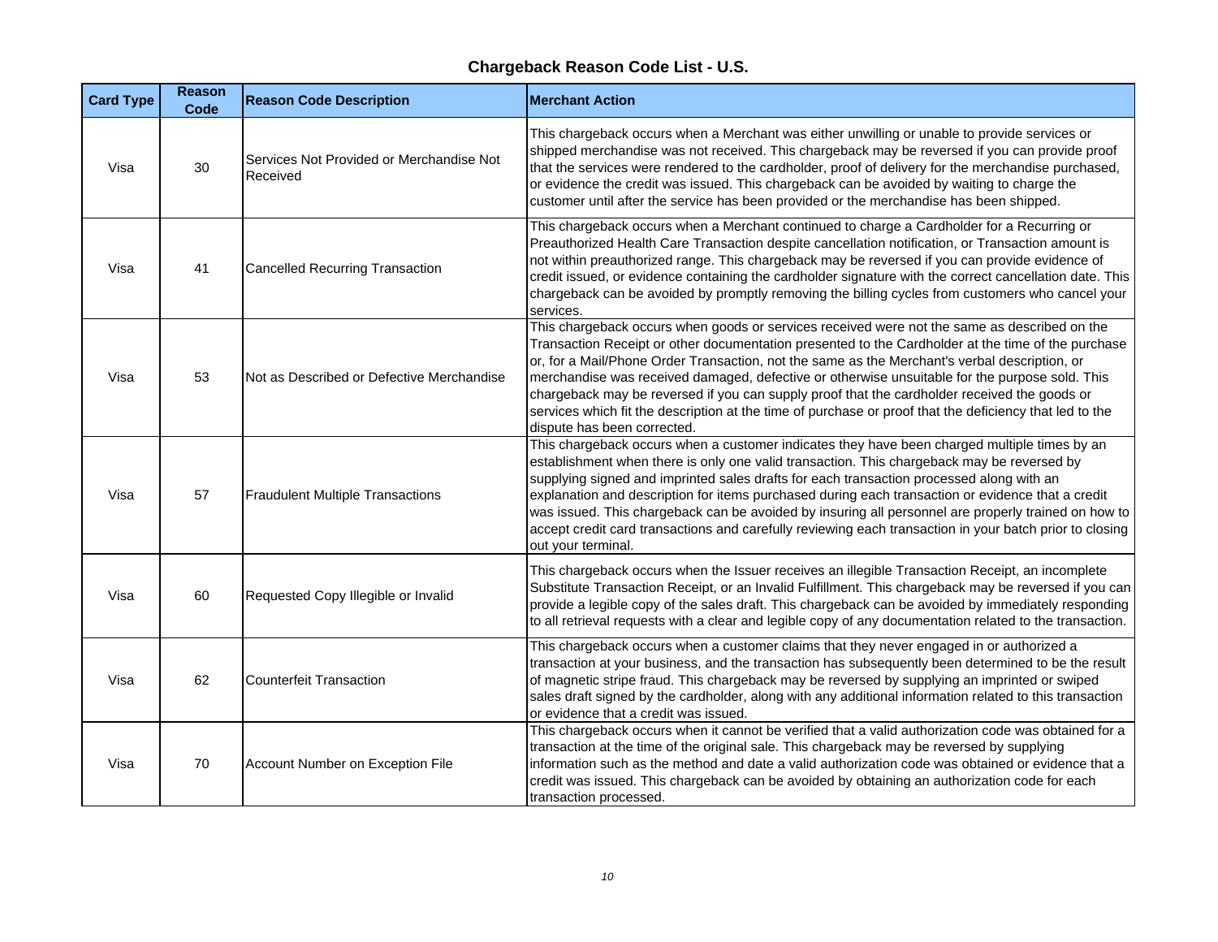## Chargeback Reason Code List - U.S.

| Card Type | Reason Code | Reason Code Description | Merchant Action |
| --- | --- | --- | --- |
| Visa | 30 | Services Not Provided or Merchandise Not Received | This chargeback occurs when a Merchant was either unwilling or unable to provide services or shipped merchandise was not received. This chargeback may be reversed if you can provide proof that the services were rendered to the cardholder, proof of delivery for the merchandise purchased, or evidence the credit was issued. This chargeback can be avoided by waiting to charge the customer until after the service has been provided or the merchandise has been shipped. |
| Visa | 41 | Cancelled Recurring Transaction | This chargeback occurs when a Merchant continued to charge a Cardholder for a Recurring or Preauthorized Health Care Transaction despite cancellation notification, or Transaction amount is not within preauthorized range. This chargeback may be reversed if you can provide evidence of credit issued, or evidence containing the cardholder signature with the correct cancellation date. This chargeback can be avoided by promptly removing the billing cycles from customers who cancel your services. |
| Visa | 53 | Not as Described or Defective Merchandise | This chargeback occurs when goods or services received were not the same as described on the Transaction Receipt or other documentation presented to the Cardholder at the time of the purchase or, for a Mail/Phone Order Transaction, not the same as the Merchant's verbal description, or merchandise was received damaged, defective or otherwise unsuitable for the purpose sold. This chargeback may be reversed if you can supply proof that the cardholder received the goods or services which fit the description at the time of purchase or proof that the deficiency that led to the dispute has been corrected. |
| Visa | 57 | Fraudulent Multiple Transactions | This chargeback occurs when a customer indicates they have been charged multiple times by an establishment when there is only one valid transaction. This chargeback may be reversed by supplying signed and imprinted sales drafts for each transaction processed along with an explanation and description for items purchased during each transaction or evidence that a credit was issued. This chargeback can be avoided by insuring all personnel are properly trained on how to accept credit card transactions and carefully reviewing each transaction in your batch prior to closing out your terminal. |
| Visa | 60 | Requested Copy Illegible or Invalid | This chargeback occurs when the Issuer receives an illegible Transaction Receipt, an incomplete Substitute Transaction Receipt, or an Invalid Fulfillment. This chargeback may be reversed if you can provide a legible copy of the sales draft. This chargeback can be avoided by immediately responding to all retrieval requests with a clear and legible copy of any documentation related to the transaction. |
| Visa | 62 | Counterfeit Transaction | This chargeback occurs when a customer claims that they never engaged in or authorized a transaction at your business, and the transaction has subsequently been determined to be the result of magnetic stripe fraud. This chargeback may be reversed by supplying an imprinted or swiped sales draft signed by the cardholder, along with any additional information related to this transaction or evidence that a credit was issued. |
| Visa | 70 | Account Number on Exception File | This chargeback occurs when it cannot be verified that a valid authorization code was obtained for a transaction at the time of the original sale. This chargeback may be reversed by supplying information such as the method and date a valid authorization code was obtained or evidence that a credit was issued. This chargeback can be avoided by obtaining an authorization code for each transaction processed. |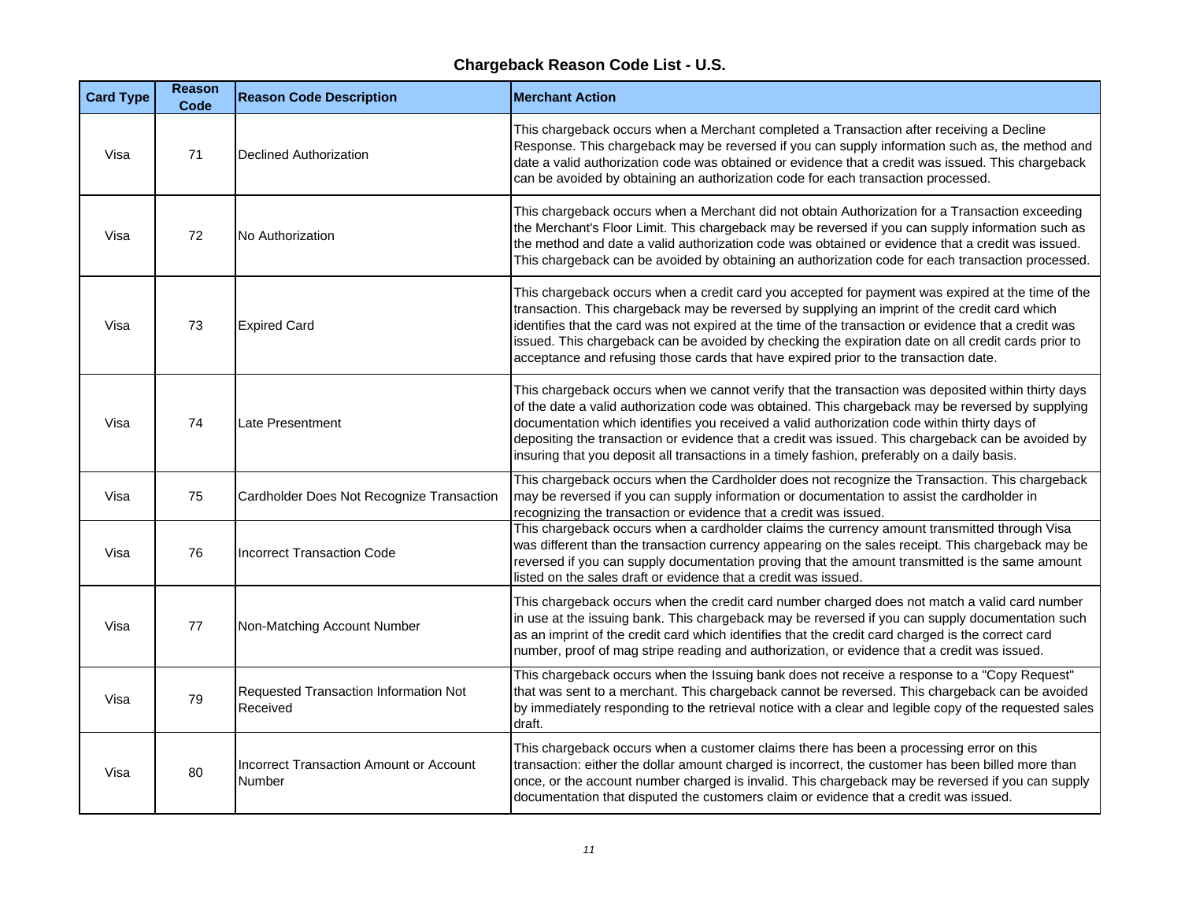## Chargeback Reason Code List - U.S.

| Card Type | Reason Code | Reason Code Description | Merchant Action |
|---|---|---|---|
| Visa | 71 | Declined Authorization | This chargeback occurs when a Merchant completed a Transaction after receiving a Decline Response. This chargeback may be reversed if you can supply information such as, the method and date a valid authorization code was obtained or evidence that a credit was issued. This chargeback can be avoided by obtaining an authorization code for each transaction processed. |
| Visa | 72 | No Authorization | This chargeback occurs when a Merchant did not obtain Authorization for a Transaction exceeding the Merchant's Floor Limit. This chargeback may be reversed if you can supply information such as the method and date a valid authorization code was obtained or evidence that a credit was issued. This chargeback can be avoided by obtaining an authorization code for each transaction processed. |
| Visa | 73 | Expired Card | This chargeback occurs when a credit card you accepted for payment was expired at the time of the transaction. This chargeback may be reversed by supplying an imprint of the credit card which identifies that the card was not expired at the time of the transaction or evidence that a credit was issued. This chargeback can be avoided by checking the expiration date on all credit cards prior to acceptance and refusing those cards that have expired prior to the transaction date. |
| Visa | 74 | Late Presentment | This chargeback occurs when we cannot verify that the transaction was deposited within thirty days of the date a valid authorization code was obtained. This chargeback may be reversed by supplying documentation which identifies you received a valid authorization code within thirty days of depositing the transaction or evidence that a credit was issued. This chargeback can be avoided by insuring that you deposit all transactions in a timely fashion, preferably on a daily basis. |
| Visa | 75 | Cardholder Does Not Recognize Transaction | This chargeback occurs when the Cardholder does not recognize the Transaction. This chargeback may be reversed if you can supply information or documentation to assist the cardholder in recognizing the transaction or evidence that a credit was issued. |
| Visa | 76 | Incorrect Transaction Code | This chargeback occurs when a cardholder claims the currency amount transmitted through Visa was different than the transaction currency appearing on the sales receipt. This chargeback may be reversed if you can supply documentation proving that the amount transmitted is the same amount listed on the sales draft or evidence that a credit was issued. |
| Visa | 77 | Non-Matching Account Number | This chargeback occurs when the credit card number charged does not match a valid card number in use at the issuing bank. This chargeback may be reversed if you can supply documentation such as an imprint of the credit card which identifies that the credit card charged is the correct card number, proof of mag stripe reading and authorization, or evidence that a credit was issued. |
| Visa | 79 | Requested Transaction Information Not Received | This chargeback occurs when the Issuing bank does not receive a response to a "Copy Request" that was sent to a merchant. This chargeback cannot be reversed. This chargeback can be avoided by immediately responding to the retrieval notice with a clear and legible copy of the requested sales draft. |
| Visa | 80 | Incorrect Transaction Amount or Account Number | This chargeback occurs when a customer claims there has been a processing error on this transaction: either the dollar amount charged is incorrect, the customer has been billed more than once, or the account number charged is invalid. This chargeback may be reversed if you can supply documentation that disputed the customers claim or evidence that a credit was issued. |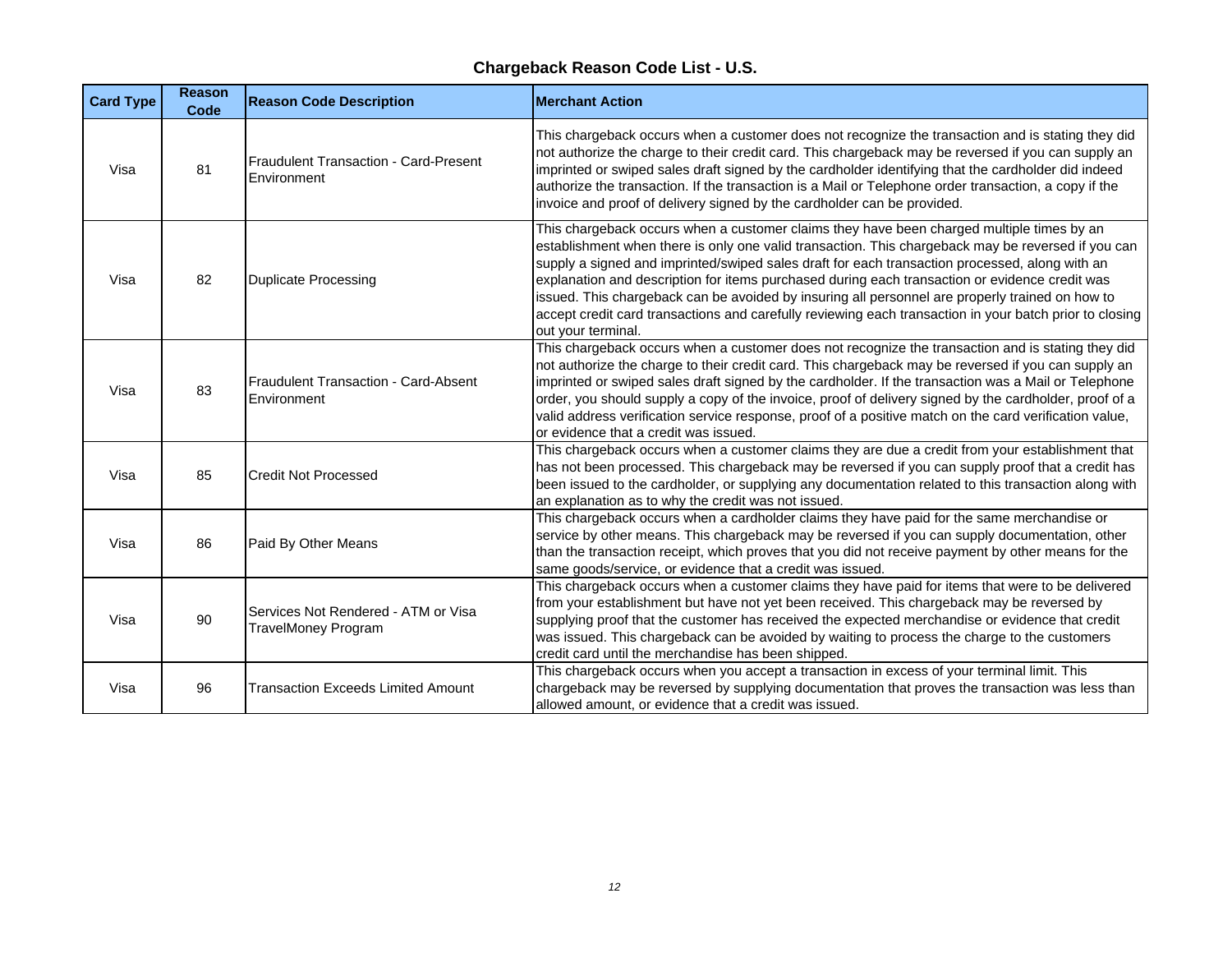## Chargeback Reason Code List - U.S.

| Card Type | Reason Code | Reason Code Description | Merchant Action |
|---|---|---|---|
| Visa | 81 | Fraudulent Transaction - Card-Present Environment | This chargeback occurs when a customer does not recognize the transaction and is stating they did not authorize the charge to their credit card. This chargeback may be reversed if you can supply an imprinted or swiped sales draft signed by the cardholder identifying that the cardholder did indeed authorize the transaction. If the transaction is a Mail or Telephone order transaction, a copy if the invoice and proof of delivery signed by the cardholder can be provided. |
| Visa | 82 | Duplicate Processing | This chargeback occurs when a customer claims they have been charged multiple times by an establishment when there is only one valid transaction. This chargeback may be reversed if you can supply a signed and imprinted/swiped sales draft for each transaction processed, along with an explanation and description for items purchased during each transaction or evidence credit was issued. This chargeback can be avoided by insuring all personnel are properly trained on how to accept credit card transactions and carefully reviewing each transaction in your batch prior to closing out your terminal. |
| Visa | 83 | Fraudulent Transaction - Card-Absent Environment | This chargeback occurs when a customer does not recognize the transaction and is stating they did not authorize the charge to their credit card. This chargeback may be reversed if you can supply an imprinted or swiped sales draft signed by the cardholder. If the transaction was a Mail or Telephone order, you should supply a copy of the invoice, proof of delivery signed by the cardholder, proof of a valid address verification service response, proof of a positive match on the card verification value, or evidence that a credit was issued. |
| Visa | 85 | Credit Not Processed | This chargeback occurs when a customer claims they are due a credit from your establishment that has not been processed. This chargeback may be reversed if you can supply proof that a credit has been issued to the cardholder, or supplying any documentation related to this transaction along with an explanation as to why the credit was not issued. |
| Visa | 86 | Paid By Other Means | This chargeback occurs when a cardholder claims they have paid for the same merchandise or service by other means. This chargeback may be reversed if you can supply documentation, other than the transaction receipt, which proves that you did not receive payment by other means for the same goods/service, or evidence that a credit was issued. |
| Visa | 90 | Services Not Rendered - ATM or Visa TravelMoney Program | This chargeback occurs when a customer claims they have paid for items that were to be delivered from your establishment but have not yet been received. This chargeback may be reversed by supplying proof that the customer has received the expected merchandise or evidence that credit was issued. This chargeback can be avoided by waiting to process the charge to the customers credit card until the merchandise has been shipped. |
| Visa | 96 | Transaction Exceeds Limited Amount | This chargeback occurs when you accept a transaction in excess of your terminal limit. This chargeback may be reversed by supplying documentation that proves the transaction was less than allowed amount, or evidence that a credit was issued. |